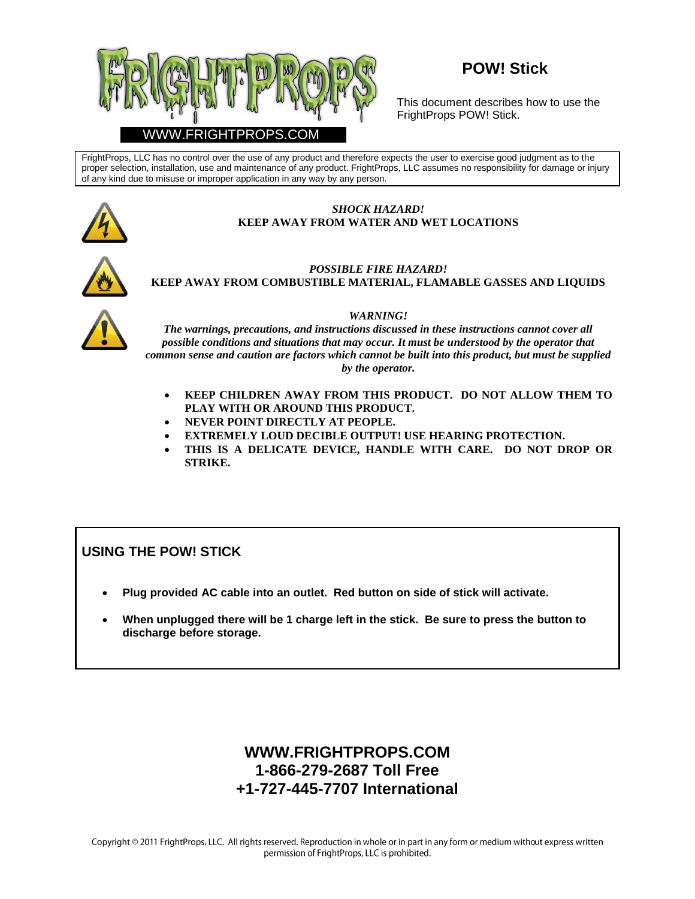FRIGHTPROPS

WWW.FRIGHTPROPS.COM

# POW! Stick

This document describes how to use the FrightProps POW! Stick.

FrightProps, LLC has no control over the use of any product and therefore expects the user to exercise good judgment as to the proper selection, installation, use and maintenance of any product. FrightProps, LLC assumes no responsibility for damage or injury of any kind due to misuse or improper application in any way by any person.

***SHOCK HAZARD!***
**KEEP AWAY FROM WATER AND WET LOCATIONS**

***POSSIBLE FIRE HAZARD!***
**KEEP AWAY FROM COMBUSTIBLE MATERIAL, FLAMABLE GASSES AND LIQUIDS**

***WARNING!***
***The warnings, precautions, and instructions discussed in these instructions cannot cover all possible conditions and situations that may occur. It must be understood by the operator that common sense and caution are factors which cannot be built into this product, but must be supplied by the operator.***

- **KEEP CHILDREN AWAY FROM THIS PRODUCT. DO NOT ALLOW THEM TO PLAY WITH OR AROUND THIS PRODUCT.**
- **NEVER POINT DIRECTLY AT PEOPLE.**
- **EXTREMELY LOUD DECIBLE OUTPUT! USE HEARING PROTECTION.**
- **THIS IS A DELICATE DEVICE, HANDLE WITH CARE. DO NOT DROP OR STRIKE.**

## USING THE POW! STICK

- **Plug provided AC cable into an outlet. Red button on side of stick will activate.**
- **When unplugged there will be 1 charge left in the stick. Be sure to press the button to discharge before storage.**

**WWW.FRIGHTPROPS.COM**
**1-866-279-2687 Toll Free**
**+1-727-445-7707 International**

Copyright © 2011 FrightProps, LLC. All rights reserved. Reproduction in whole or in part in any form or medium without express written permission of FrightProps, LLC is prohibited.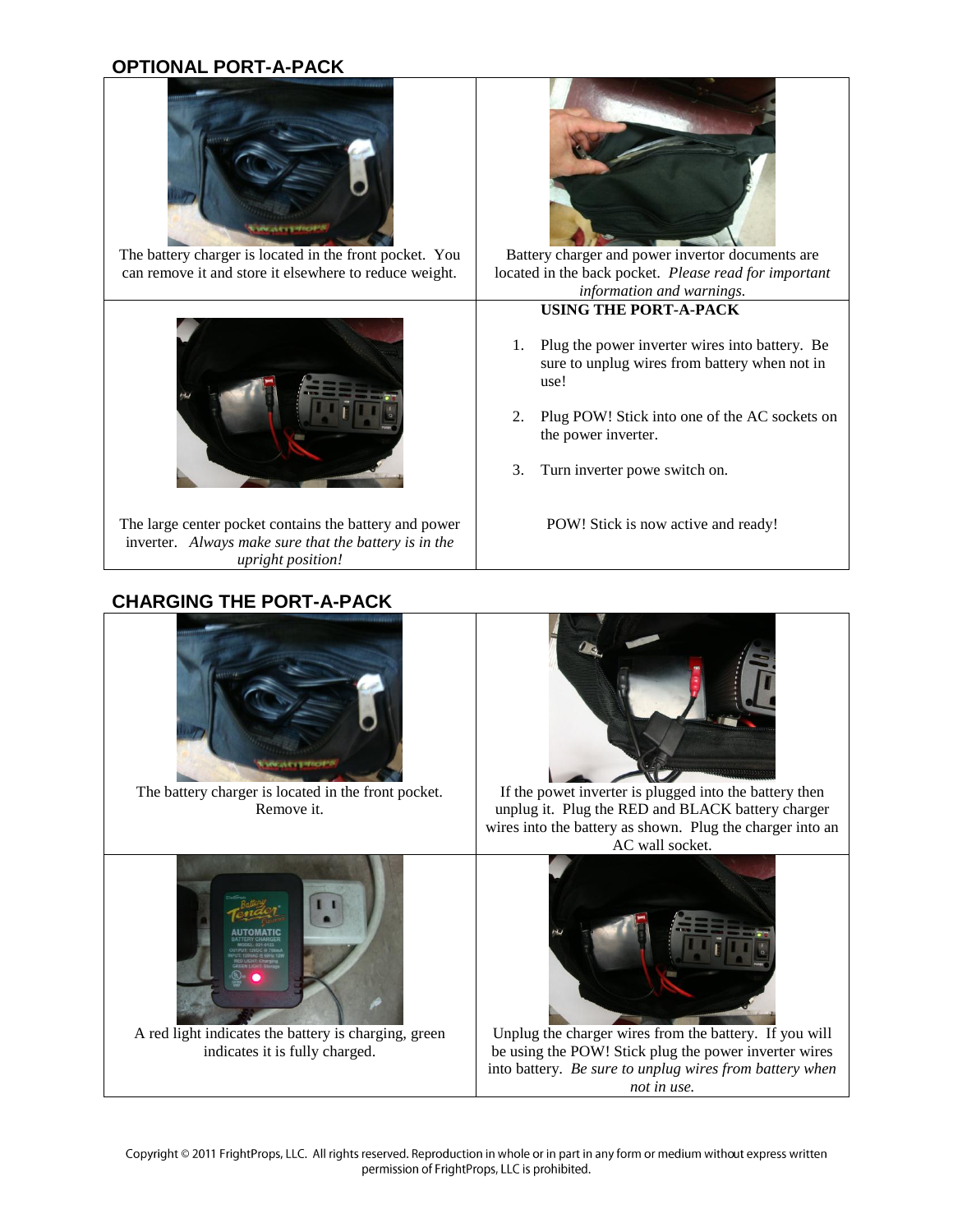## OPTIONAL PORT-A-PACK

The battery charger is located in the front pocket. You can remove it and store it elsewhere to reduce weight.

Battery charger and power invertor documents are located in the back pocket. *Please read for important information and warnings.*

The large center pocket contains the battery and power inverter. *Always make sure that the battery is in the upright position!*

**USING THE PORT-A-PACK**

1. Plug the power inverter wires into battery. Be sure to unplug wires from battery when not in use!
2. Plug POW! Stick into one of the AC sockets on the power inverter.
3. Turn inverter powe switch on.

POW! Stick is now active and ready!

## CHARGING THE PORT-A-PACK

The battery charger is located in the front pocket. Remove it.

If the powet inverter is plugged into the battery then unplug it. Plug the RED and BLACK battery charger wires into the battery as shown. Plug the charger into an AC wall socket.

A red light indicates the battery is charging, green indicates it is fully charged.

Unplug the charger wires from the battery. If you will be using the POW! Stick plug the power inverter wires into battery. *Be sure to unplug wires from battery when not in use.*

Copyright © 2011 FrightProps, LLC. All rights reserved. Reproduction in whole or in part in any form or medium without express written permission of FrightProps, LLC is prohibited.